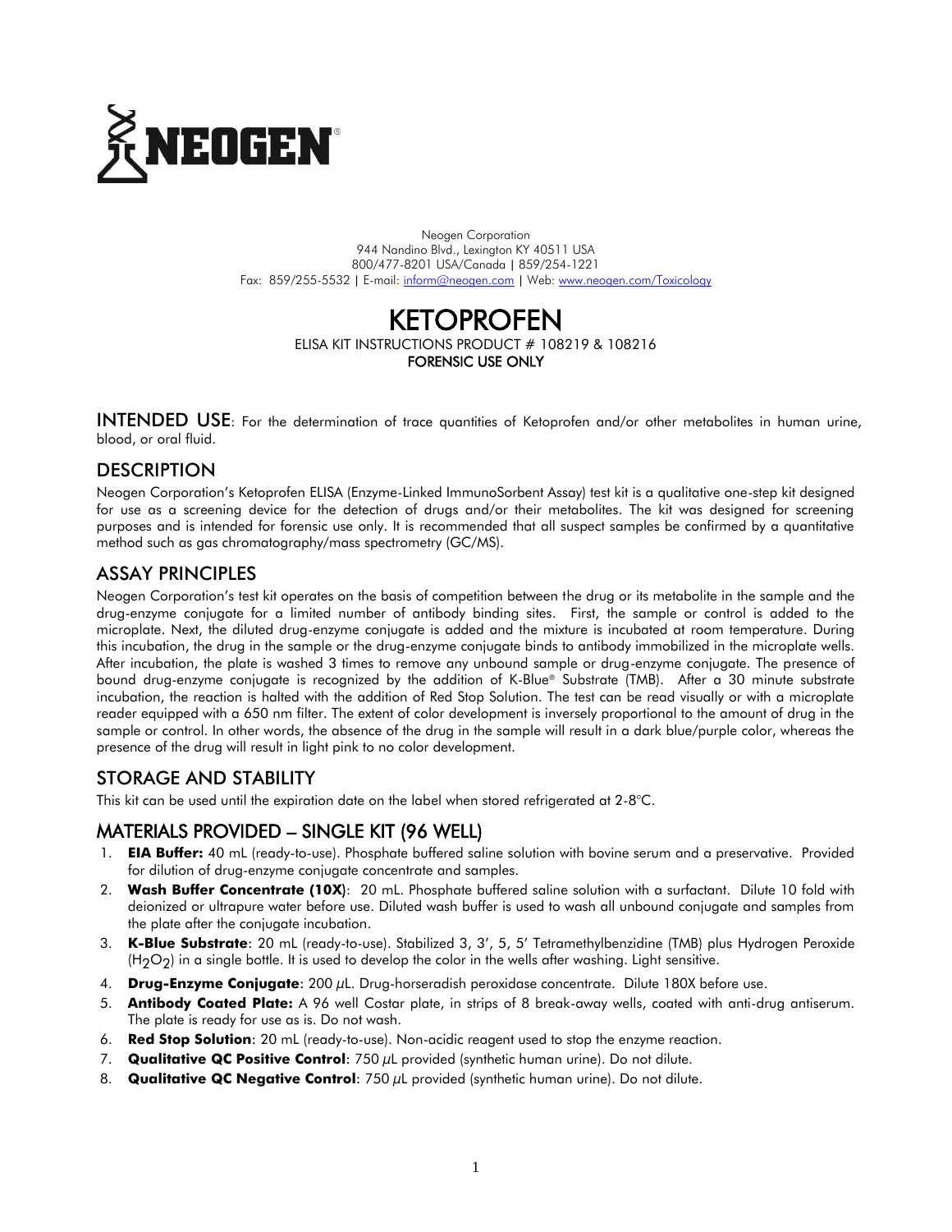NEOGEN®

Neogen Corporation
944 Nandino Blvd., Lexington KY 40511 USA
800/477-8201 USA/Canada | 859/254-1221
Fax: 859/255-5532 | E-mail: inform@neogen.com | Web: www.neogen.com/Toxicology

# KETOPROFEN

ELISA KIT INSTRUCTIONS PRODUCT # 108219 & 108216

**FORENSIC USE ONLY**

## INTENDED USE: 
For the determination of trace quantities of Ketoprofen and/or other metabolites in human urine, blood, or oral fluid.

## DESCRIPTION

Neogen Corporation's Ketoprofen ELISA (Enzyme-Linked ImmunoSorbent Assay) test kit is a qualitative one-step kit designed for use as a screening device for the detection of drugs and/or their metabolites. The kit was designed for screening purposes and is intended for forensic use only. It is recommended that all suspect samples be confirmed by a quantitative method such as gas chromatography/mass spectrometry (GC/MS).

## ASSAY PRINCIPLES

Neogen Corporation's test kit operates on the basis of competition between the drug or its metabolite in the sample and the drug-enzyme conjugate for a limited number of antibody binding sites. First, the sample or control is added to the microplate. Next, the diluted drug-enzyme conjugate is added and the mixture is incubated at room temperature. During this incubation, the drug in the sample or the drug-enzyme conjugate binds to antibody immobilized in the microplate wells. After incubation, the plate is washed 3 times to remove any unbound sample or drug-enzyme conjugate. The presence of bound drug-enzyme conjugate is recognized by the addition of K-Blue® Substrate (TMB). After a 30 minute substrate incubation, the reaction is halted with the addition of Red Stop Solution. The test can be read visually or with a microplate reader equipped with a 650 nm filter. The extent of color development is inversely proportional to the amount of drug in the sample or control. In other words, the absence of the drug in the sample will result in a dark blue/purple color, whereas the presence of the drug will result in light pink to no color development.

## STORAGE AND STABILITY

This kit can be used until the expiration date on the label when stored refrigerated at 2-8°C.

## MATERIALS PROVIDED – SINGLE KIT (96 WELL)

1. **EIA Buffer:** 40 mL (ready-to-use). Phosphate buffered saline solution with bovine serum and a preservative. Provided for dilution of drug-enzyme conjugate concentrate and samples.
2. **Wash Buffer Concentrate (10X)**: 20 mL. Phosphate buffered saline solution with a surfactant. Dilute 10 fold with deionized or ultrapure water before use. Diluted wash buffer is used to wash all unbound conjugate and samples from the plate after the conjugate incubation.
3. **K-Blue Substrate**: 20 mL (ready-to-use). Stabilized 3, 3', 5, 5' Tetramethylbenzidine (TMB) plus Hydrogen Peroxide ($H_2O_2$) in a single bottle. It is used to develop the color in the wells after washing. Light sensitive.
4. **Drug-Enzyme Conjugate**: 200 $\mu$L. Drug-horseradish peroxidase concentrate. Dilute 180X before use.
5. **Antibody Coated Plate:** A 96 well Costar plate, in strips of 8 break-away wells, coated with anti-drug antiserum. The plate is ready for use as is. Do not wash.
6. **Red Stop Solution**: 20 mL (ready-to-use). Non-acidic reagent used to stop the enzyme reaction.
7. **Qualitative QC Positive Control**: 750 $\mu$L provided (synthetic human urine). Do not dilute.
8. **Qualitative QC Negative Control**: 750 $\mu$L provided (synthetic human urine). Do not dilute.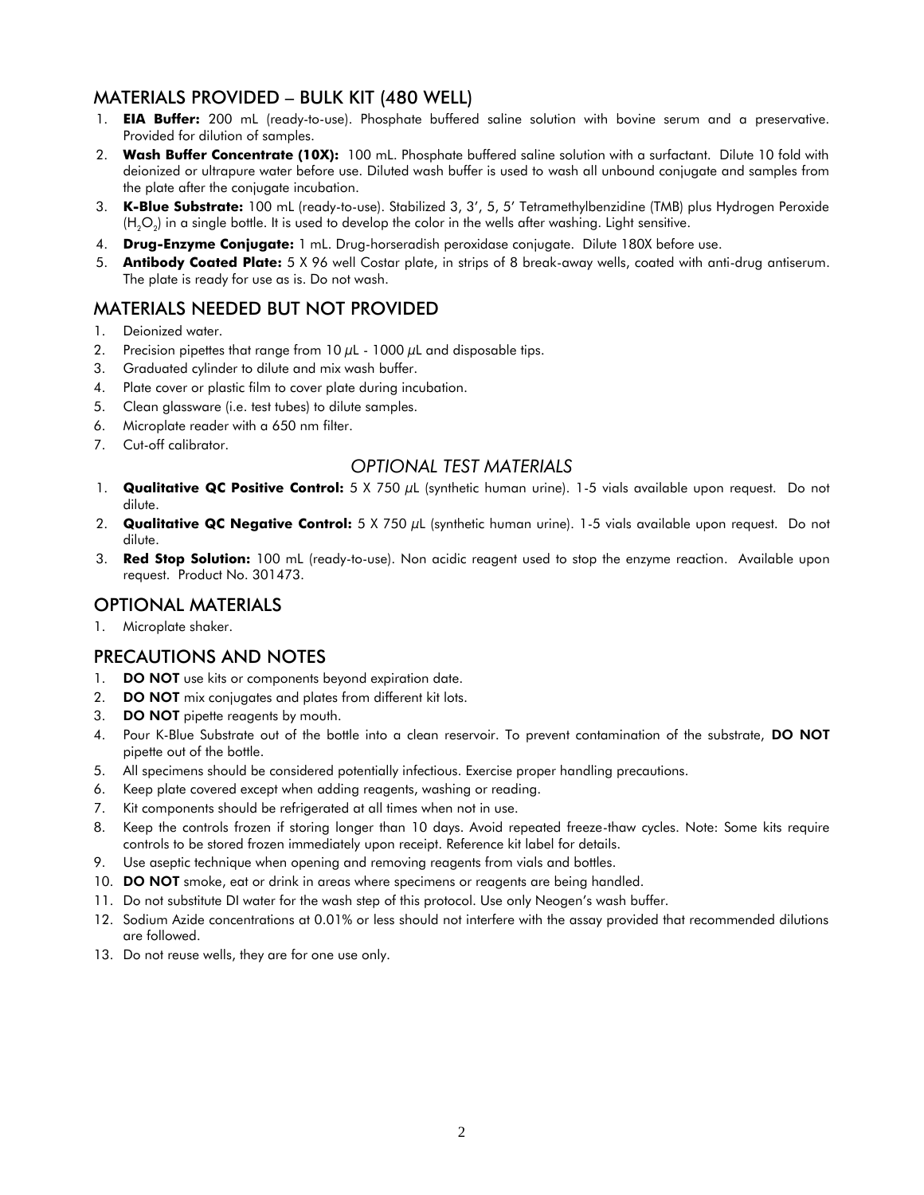## MATERIALS PROVIDED – BULK KIT (480 WELL)

1. **EIA Buffer:** 200 mL (ready-to-use). Phosphate buffered saline solution with bovine serum and a preservative. Provided for dilution of samples.
2. **Wash Buffer Concentrate (10X):** 100 mL. Phosphate buffered saline solution with a surfactant. Dilute 10 fold with deionized or ultrapure water before use. Diluted wash buffer is used to wash all unbound conjugate and samples from the plate after the conjugate incubation.
3. **K-Blue Substrate:** 100 mL (ready-to-use). Stabilized 3, 3′, 5, 5′ Tetramethylbenzidine (TMB) plus Hydrogen Peroxide ($H_2O_2$) in a single bottle. It is used to develop the color in the wells after washing. Light sensitive.
4. **Drug-Enzyme Conjugate:** 1 mL. Drug-horseradish peroxidase conjugate. Dilute 180X before use.
5. **Antibody Coated Plate:** 5 X 96 well Costar plate, in strips of 8 break-away wells, coated with anti-drug antiserum. The plate is ready for use as is. Do not wash.

## MATERIALS NEEDED BUT NOT PROVIDED

1. Deionized water.
2. Precision pipettes that range from 10 μL - 1000 μL and disposable tips.
3. Graduated cylinder to dilute and mix wash buffer.
4. Plate cover or plastic film to cover plate during incubation.
5. Clean glassware (i.e. test tubes) to dilute samples.
6. Microplate reader with a 650 nm filter.
7. Cut-off calibrator.

### *OPTIONAL TEST MATERIALS*

1. **Qualitative QC Positive Control:** 5 X 750 μL (synthetic human urine). 1-5 vials available upon request. Do not dilute.
2. **Qualitative QC Negative Control:** 5 X 750 μL (synthetic human urine). 1-5 vials available upon request. Do not dilute.
3. **Red Stop Solution:** 100 mL (ready-to-use). Non acidic reagent used to stop the enzyme reaction. Available upon request. Product No. 301473.

## OPTIONAL MATERIALS

1. Microplate shaker.

## PRECAUTIONS AND NOTES

1. **DO NOT** use kits or components beyond expiration date.
2. **DO NOT** mix conjugates and plates from different kit lots.
3. **DO NOT** pipette reagents by mouth.
4. Pour K-Blue Substrate out of the bottle into a clean reservoir. To prevent contamination of the substrate, **DO NOT** pipette out of the bottle.
5. All specimens should be considered potentially infectious. Exercise proper handling precautions.
6. Keep plate covered except when adding reagents, washing or reading.
7. Kit components should be refrigerated at all times when not in use.
8. Keep the controls frozen if storing longer than 10 days. Avoid repeated freeze-thaw cycles. Note: Some kits require controls to be stored frozen immediately upon receipt. Reference kit label for details.
9. Use aseptic technique when opening and removing reagents from vials and bottles.
10. **DO NOT** smoke, eat or drink in areas where specimens or reagents are being handled.
11. Do not substitute DI water for the wash step of this protocol. Use only Neogen's wash buffer.
12. Sodium Azide concentrations at 0.01% or less should not interfere with the assay provided that recommended dilutions are followed.
13. Do not reuse wells, they are for one use only.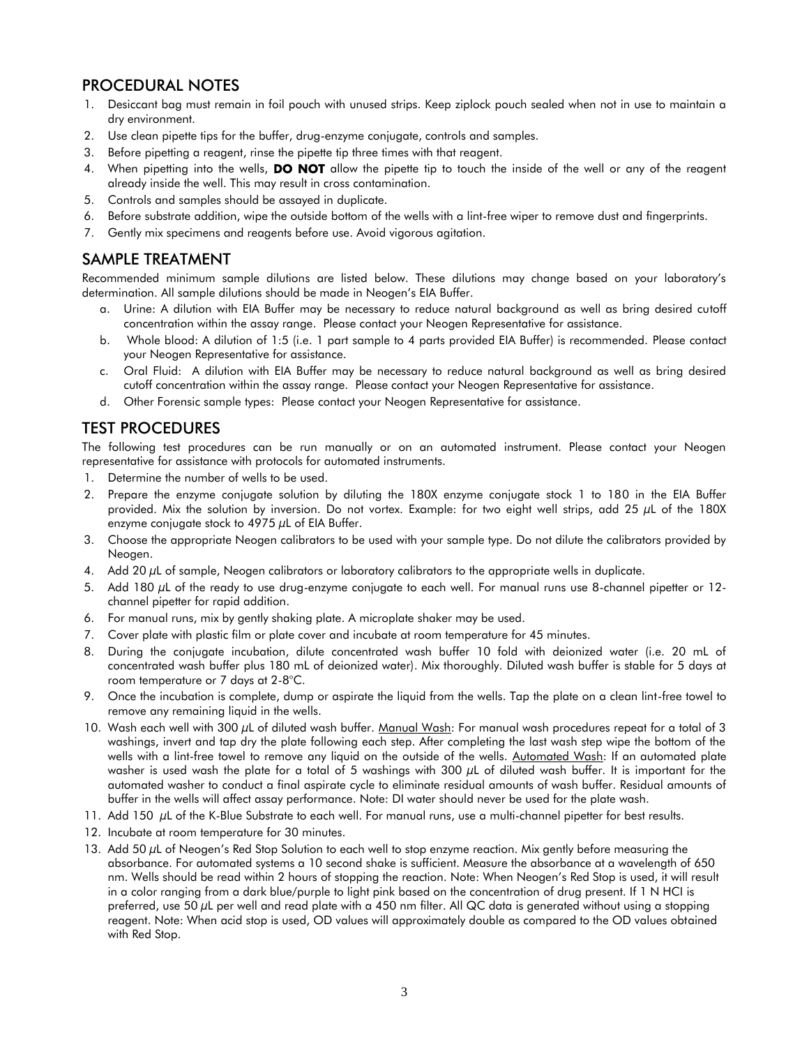## PROCEDURAL NOTES

1. Desiccant bag must remain in foil pouch with unused strips. Keep ziplock pouch sealed when not in use to maintain a dry environment.
2. Use clean pipette tips for the buffer, drug-enzyme conjugate, controls and samples.
3. Before pipetting a reagent, rinse the pipette tip three times with that reagent.
4. When pipetting into the wells, **DO NOT** allow the pipette tip to touch the inside of the well or any of the reagent already inside the well. This may result in cross contamination.
5. Controls and samples should be assayed in duplicate.
6. Before substrate addition, wipe the outside bottom of the wells with a lint-free wiper to remove dust and fingerprints.
7. Gently mix specimens and reagents before use. Avoid vigorous agitation.

## SAMPLE TREATMENT

Recommended minimum sample dilutions are listed below. These dilutions may change based on your laboratory's determination. All sample dilutions should be made in Neogen's EIA Buffer.

a. Urine: A dilution with EIA Buffer may be necessary to reduce natural background as well as bring desired cutoff concentration within the assay range. Please contact your Neogen Representative for assistance.
b. Whole blood: A dilution of 1:5 (i.e. 1 part sample to 4 parts provided EIA Buffer) is recommended. Please contact your Neogen Representative for assistance.
c. Oral Fluid: A dilution with EIA Buffer may be necessary to reduce natural background as well as bring desired cutoff concentration within the assay range. Please contact your Neogen Representative for assistance.
d. Other Forensic sample types: Please contact your Neogen Representative for assistance.

## TEST PROCEDURES

The following test procedures can be run manually or on an automated instrument. Please contact your Neogen representative for assistance with protocols for automated instruments.

1. Determine the number of wells to be used.
2. Prepare the enzyme conjugate solution by diluting the 180X enzyme conjugate stock 1 to 180 in the EIA Buffer provided. Mix the solution by inversion. Do not vortex. Example: for two eight well strips, add 25 µL of the 180X enzyme conjugate stock to 4975 µL of EIA Buffer.
3. Choose the appropriate Neogen calibrators to be used with your sample type. Do not dilute the calibrators provided by Neogen.
4. Add 20 µL of sample, Neogen calibrators or laboratory calibrators to the appropriate wells in duplicate.
5. Add 180 µL of the ready to use drug-enzyme conjugate to each well. For manual runs use 8-channel pipetter or 12-channel pipetter for rapid addition.
6. For manual runs, mix by gently shaking plate. A microplate shaker may be used.
7. Cover plate with plastic film or plate cover and incubate at room temperature for 45 minutes.
8. During the conjugate incubation, dilute concentrated wash buffer 10 fold with deionized water (i.e. 20 mL of concentrated wash buffer plus 180 mL of deionized water). Mix thoroughly. Diluted wash buffer is stable for 5 days at room temperature or 7 days at 2-8°C.
9. Once the incubation is complete, dump or aspirate the liquid from the wells. Tap the plate on a clean lint-free towel to remove any remaining liquid in the wells.
10. Wash each well with 300 µL of diluted wash buffer. Manual Wash: For manual wash procedures repeat for a total of 3 washings, invert and tap dry the plate following each step. After completing the last wash step wipe the bottom of the wells with a lint-free towel to remove any liquid on the outside of the wells. Automated Wash: If an automated plate washer is used wash the plate for a total of 5 washings with 300 µL of diluted wash buffer. It is important for the automated washer to conduct a final aspirate cycle to eliminate residual amounts of wash buffer. Residual amounts of buffer in the wells will affect assay performance. Note: DI water should never be used for the plate wash.
11. Add 150 µL of the K-Blue Substrate to each well. For manual runs, use a multi-channel pipetter for best results.
12. Incubate at room temperature for 30 minutes.
13. Add 50 µL of Neogen's Red Stop Solution to each well to stop enzyme reaction. Mix gently before measuring the absorbance. For automated systems a 10 second shake is sufficient. Measure the absorbance at a wavelength of 650 nm. Wells should be read within 2 hours of stopping the reaction. Note: When Neogen's Red Stop is used, it will result in a color ranging from a dark blue/purple to light pink based on the concentration of drug present. If 1 N HCl is preferred, use 50 µL per well and read plate with a 450 nm filter. All QC data is generated without using a stopping reagent. Note: When acid stop is used, OD values will approximately double as compared to the OD values obtained with Red Stop.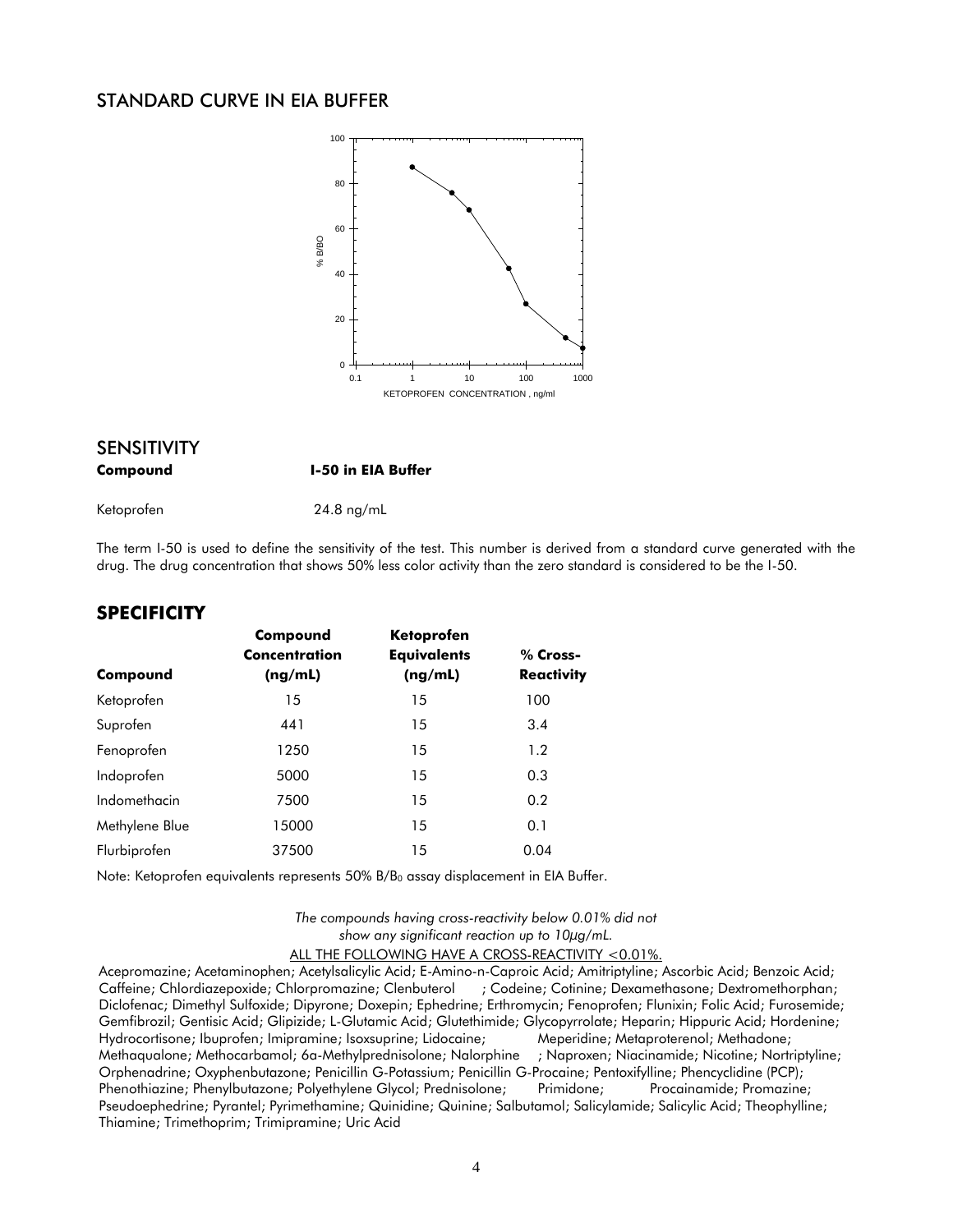## STANDARD CURVE IN EIA BUFFER

% B/BO

100
80
60
40
20
0

0.1
1
10
100
1000

KETOPROFEN CONCENTRATION , ng/ml

## SENSITIVITY

| **Compound** | **I-50 in EIA Buffer** |
|---|---|
| Ketoprofen | 24.8 ng/mL |

The term I-50 is used to define the sensitivity of the test. This number is derived from a standard curve generated with the drug. The drug concentration that shows 50% less color activity than the zero standard is considered to be the I-50.

## SPECIFICITY

| **Compound** | **Compound Concentration (ng/mL)** | **Ketoprofen Equivalents (ng/mL)** | **% Cross-Reactivity** |
|---|---|---|---|
| Ketoprofen | 15 | 15 | 100 |
| Suprofen | 441 | 15 | 3.4 |
| Fenoprofen | 1250 | 15 | 1.2 |
| Indoprofen | 5000 | 15 | 0.3 |
| Indomethacin | 7500 | 15 | 0.2 |
| Methylene Blue | 15000 | 15 | 0.1 |
| Flurbiprofen | 37500 | 15 | 0.04 |

Note: Ketoprofen equivalents represents 50% $B/B_0$ assay displacement in EIA Buffer.

*The compounds having cross-reactivity below 0.01% did not show any significant reaction up to 10µg/mL.*

ALL THE FOLLOWING HAVE A CROSS-REACTIVITY <0.01%.

Acepromazine; Acetaminophen; Acetylsalicylic Acid; E-Amino-n-Caproic Acid; Amitriptyline; Ascorbic Acid; Benzoic Acid; Caffeine; Chlordiazepoxide; Chlorpromazine; Clenbuterol ; Codeine; Cotinine; Dexamethasone; Dextromethorphan; Diclofenac; Dimethyl Sulfoxide; Dipyrone; Doxepin; Ephedrine; Erthromycin; Fenoprofen; Flunixin; Folic Acid; Furosemide; Gemfibrozil; Gentisic Acid; Glipizide; L-Glutamic Acid; Glutethimide; Glycopyrrolate; Heparin; Hippuric Acid; Hordenine; Hydrocortisone; Ibuprofen; Imipramine; Isoxsuprine; Lidocaine; Meperidine; Metaproterenol; Methadone; Methaqualone; Methocarbamol; 6a-Methylprednisolone; Nalorphine ; Naproxen; Niacinamide; Nicotine; Nortriptyline; Orphenadrine; Oxyphenbutazone; Penicillin G-Potassium; Penicillin G-Procaine; Pentoxifylline; Phencyclidine (PCP); Phenothiazine; Phenylbutazone; Polyethylene Glycol; Prednisolone; Primidone; Procainamide; Promazine; Pseudoephedrine; Pyrantel; Pyrimethamine; Quinidine; Quinine; Salbutamol; Salicylamide; Salicylic Acid; Theophylline; Thiamine; Trimethoprim; Trimipramine; Uric Acid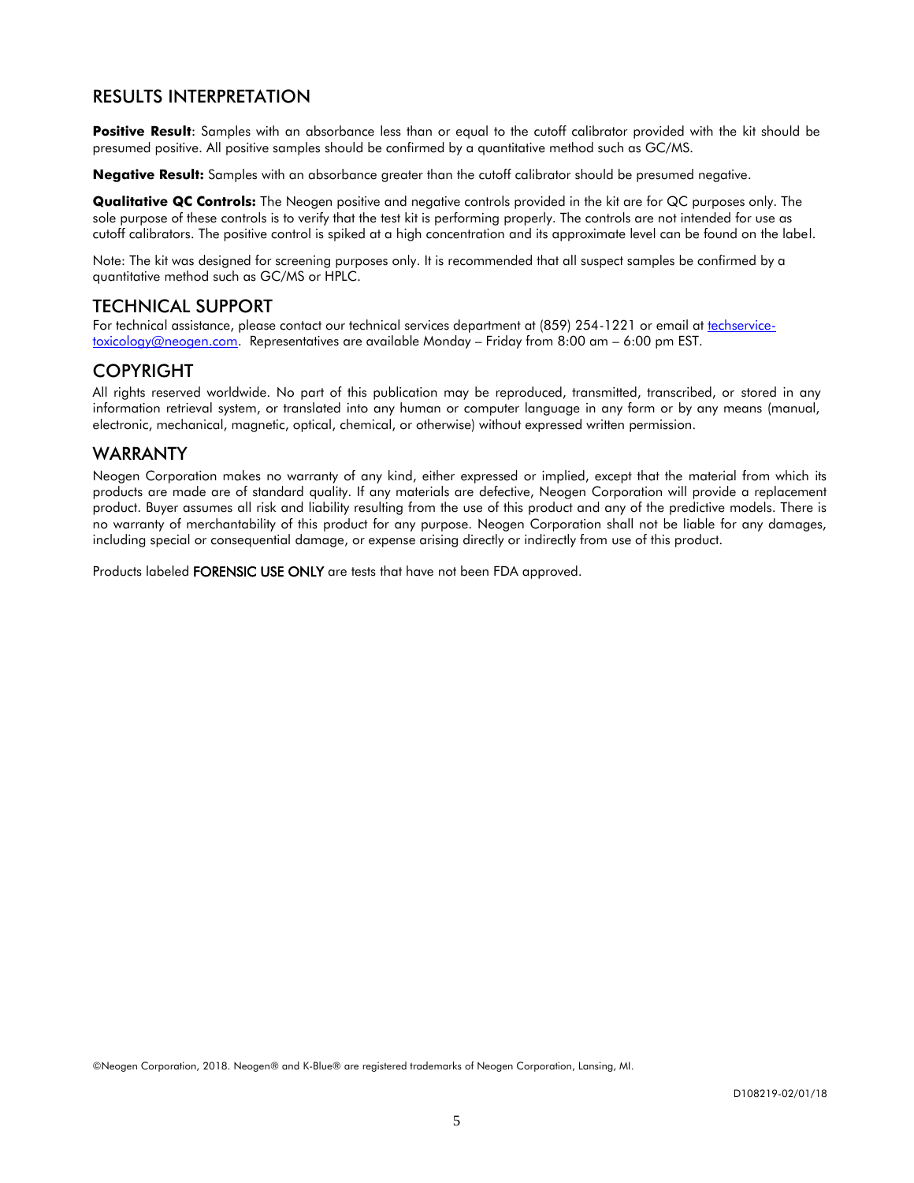## RESULTS INTERPRETATION

**Positive Result**: Samples with an absorbance less than or equal to the cutoff calibrator provided with the kit should be presumed positive. All positive samples should be confirmed by a quantitative method such as GC/MS.

**Negative Result:** Samples with an absorbance greater than the cutoff calibrator should be presumed negative.

**Qualitative QC Controls:** The Neogen positive and negative controls provided in the kit are for QC purposes only. The sole purpose of these controls is to verify that the test kit is performing properly. The controls are not intended for use as cutoff calibrators. The positive control is spiked at a high concentration and its approximate level can be found on the label.

Note: The kit was designed for screening purposes only. It is recommended that all suspect samples be confirmed by a quantitative method such as GC/MS or HPLC.

## TECHNICAL SUPPORT

For technical assistance, please contact our technical services department at (859) 254-1221 or email at techservice-toxicology@neogen.com. Representatives are available Monday – Friday from 8:00 am – 6:00 pm EST.

## COPYRIGHT

All rights reserved worldwide. No part of this publication may be reproduced, transmitted, transcribed, or stored in any information retrieval system, or translated into any human or computer language in any form or by any means (manual, electronic, mechanical, magnetic, optical, chemical, or otherwise) without expressed written permission.

## WARRANTY

Neogen Corporation makes no warranty of any kind, either expressed or implied, except that the material from which its products are made are of standard quality. If any materials are defective, Neogen Corporation will provide a replacement product. Buyer assumes all risk and liability resulting from the use of this product and any of the predictive models. There is no warranty of merchantability of this product for any purpose. Neogen Corporation shall not be liable for any damages, including special or consequential damage, or expense arising directly or indirectly from use of this product.

Products labeled **FORENSIC USE ONLY** are tests that have not been FDA approved.

©Neogen Corporation, 2018. Neogen® and K-Blue® are registered trademarks of Neogen Corporation, Lansing, MI.

D108219-02/01/18